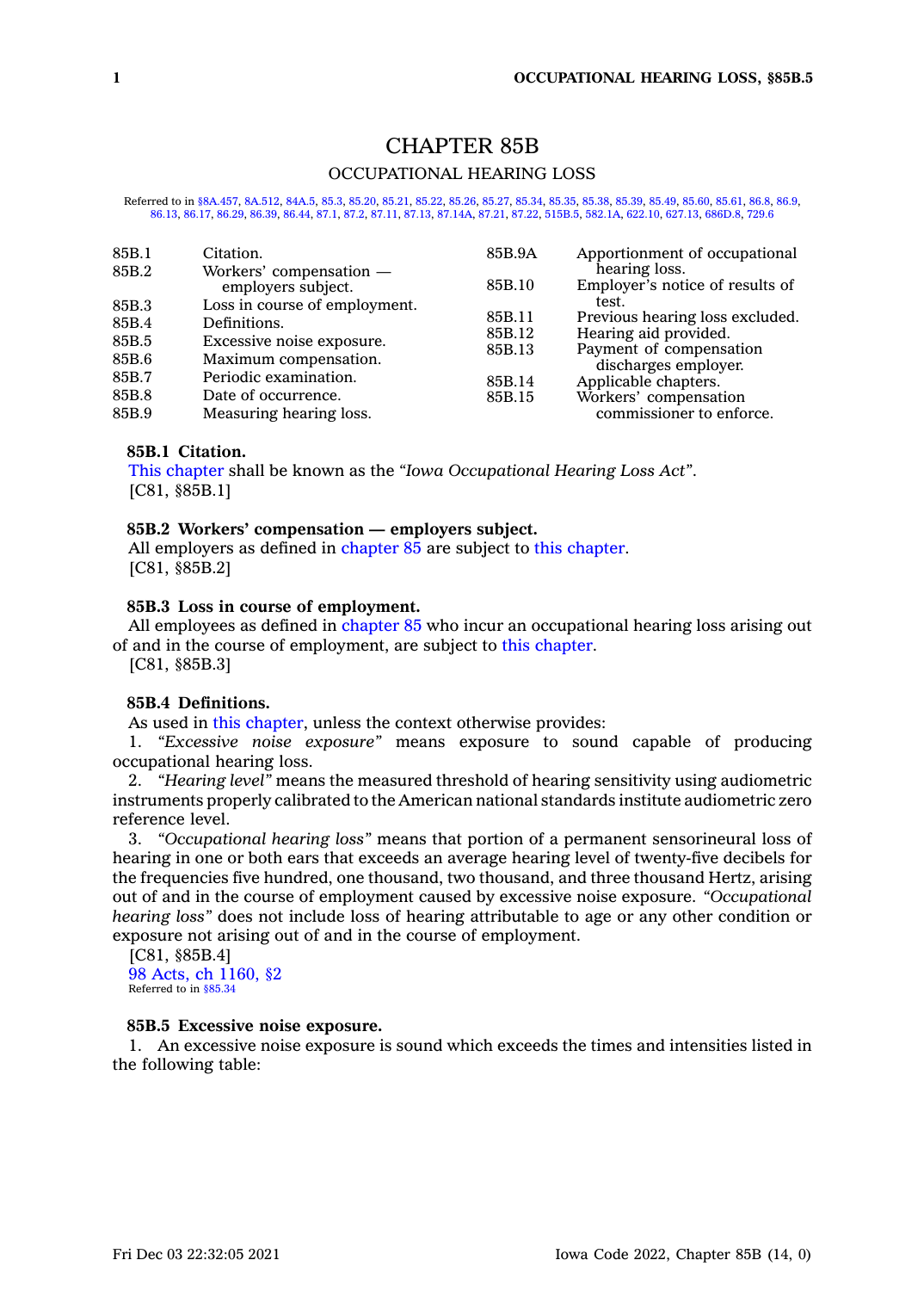# CHAPTER 85B

## OCCUPATIONAL HEARING LOSS

Referred to in §8A.457, 8A.512, 84A.5, 85.3, 85.20, 85.21, 85.22, 85.26, 85.27, 85.34, 85.35, 85.38, 85.39, 85.49, 85.60, 85.61, 86.8, 86.9, 86.13, 86.17, 86.29, 86.39, 86.44, 87.1, 87.2, 87.11, 87.13, 87.14A, 87.21, 87.22, 515B.5, 582.1A, 622.10, 627.13, 686D.8, 729.6

| | |
|---|---|
| 85B.1 | Citation. |
| 85B.2 | Workers' compensation — employers subject. |
| 85B.3 | Loss in course of employment. |
| 85B.4 | Definitions. |
| 85B.5 | Excessive noise exposure. |
| 85B.6 | Maximum compensation. |
| 85B.7 | Periodic examination. |
| 85B.8 | Date of occurrence. |
| 85B.9 | Measuring hearing loss. |
| 85B.9A | Apportionment of occupational hearing loss. |
| 85B.10 | Employer's notice of results of test. |
| 85B.11 | Previous hearing loss excluded. |
| 85B.12 | Hearing aid provided. |
| 85B.13 | Payment of compensation discharges employer. |
| 85B.14 | Applicable chapters. |
| 85B.15 | Workers' compensation commissioner to enforce. |

**85B.1 Citation.**

This chapter shall be known as the *"Iowa Occupational Hearing Loss Act"*.

[C81, §85B.1]

**85B.2 Workers' compensation — employers subject.**

All employers as defined in chapter 85 are subject to this chapter.

[C81, §85B.2]

**85B.3 Loss in course of employment.**

All employees as defined in chapter 85 who incur an occupational hearing loss arising out of and in the course of employment, are subject to this chapter.

[C81, §85B.3]

**85B.4 Definitions.**

As used in this chapter, unless the context otherwise provides:

1. *"Excessive noise exposure"* means exposure to sound capable of producing occupational hearing loss.

2. *"Hearing level"* means the measured threshold of hearing sensitivity using audiometric instruments properly calibrated to the American national standards institute audiometric zero reference level.

3. *"Occupational hearing loss"* means that portion of a permanent sensorineural loss of hearing in one or both ears that exceeds an average hearing level of twenty-five decibels for the frequencies five hundred, one thousand, two thousand, and three thousand Hertz, arising out of and in the course of employment caused by excessive noise exposure. *"Occupational hearing loss"* does not include loss of hearing attributable to age or any other condition or exposure not arising out of and in the course of employment.

[C81, §85B.4]

98 Acts, ch 1160, §2

Referred to in §85.34

**85B.5 Excessive noise exposure.**

1. An excessive noise exposure is sound which exceeds the times and intensities listed in the following table: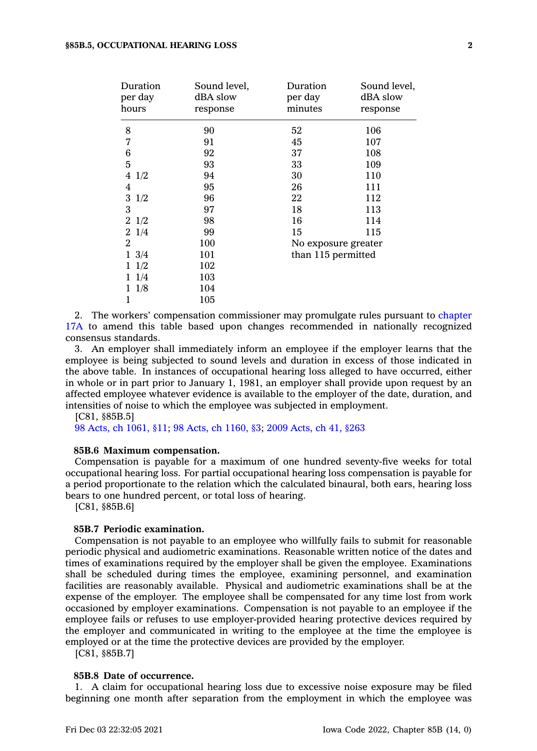| Duration per day hours | Sound level, dBA slow response | Duration per day minutes | Sound level, dBA slow response |
|---|---|---|---|
| 8 | 90 | 52 | 106 |
| 7 | 91 | 45 | 107 |
| 6 | 92 | 37 | 108 |
| 5 | 93 | 33 | 109 |
| 4 1/2 | 94 | 30 | 110 |
| 4 | 95 | 26 | 111 |
| 3 1/2 | 96 | 22 | 112 |
| 3 | 97 | 18 | 113 |
| 2 1/2 | 98 | 16 | 114 |
| 2 1/4 | 99 | 15 | 115 |
| 2 | 100 | No exposure greater than 115 permitted | |
| 1 3/4 | 101 | | |
| 1 1/2 | 102 | | |
| 1 1/4 | 103 | | |
| 1 1/8 | 104 | | |
| 1 | 105 | | |

2. The workers' compensation commissioner may promulgate rules pursuant to chapter 17A to amend this table based upon changes recommended in nationally recognized consensus standards.

3. An employer shall immediately inform an employee if the employer learns that the employee is being subjected to sound levels and duration in excess of those indicated in the above table. In instances of occupational hearing loss alleged to have occurred, either in whole or in part prior to January 1, 1981, an employer shall provide upon request by an affected employee whatever evidence is available to the employer of the date, duration, and intensities of noise to which the employee was subjected in employment.

[C81, §85B.5]

98 Acts, ch 1061, §11; 98 Acts, ch 1160, §3; 2009 Acts, ch 41, §263

**85B.6 Maximum compensation.**

Compensation is payable for a maximum of one hundred seventy-five weeks for total occupational hearing loss. For partial occupational hearing loss compensation is payable for a period proportionate to the relation which the calculated binaural, both ears, hearing loss bears to one hundred percent, or total loss of hearing.

[C81, §85B.6]

**85B.7 Periodic examination.**

Compensation is not payable to an employee who willfully fails to submit for reasonable periodic physical and audiometric examinations. Reasonable written notice of the dates and times of examinations required by the employer shall be given the employee. Examinations shall be scheduled during times the employee, examining personnel, and examination facilities are reasonably available. Physical and audiometric examinations shall be at the expense of the employer. The employee shall be compensated for any time lost from work occasioned by employer examinations. Compensation is not payable to an employee if the employee fails or refuses to use employer-provided hearing protective devices required by the employer and communicated in writing to the employee at the time the employee is employed or at the time the protective devices are provided by the employer.

[C81, §85B.7]

**85B.8 Date of occurrence.**

1. A claim for occupational hearing loss due to excessive noise exposure may be filed beginning one month after separation from the employment in which the employee was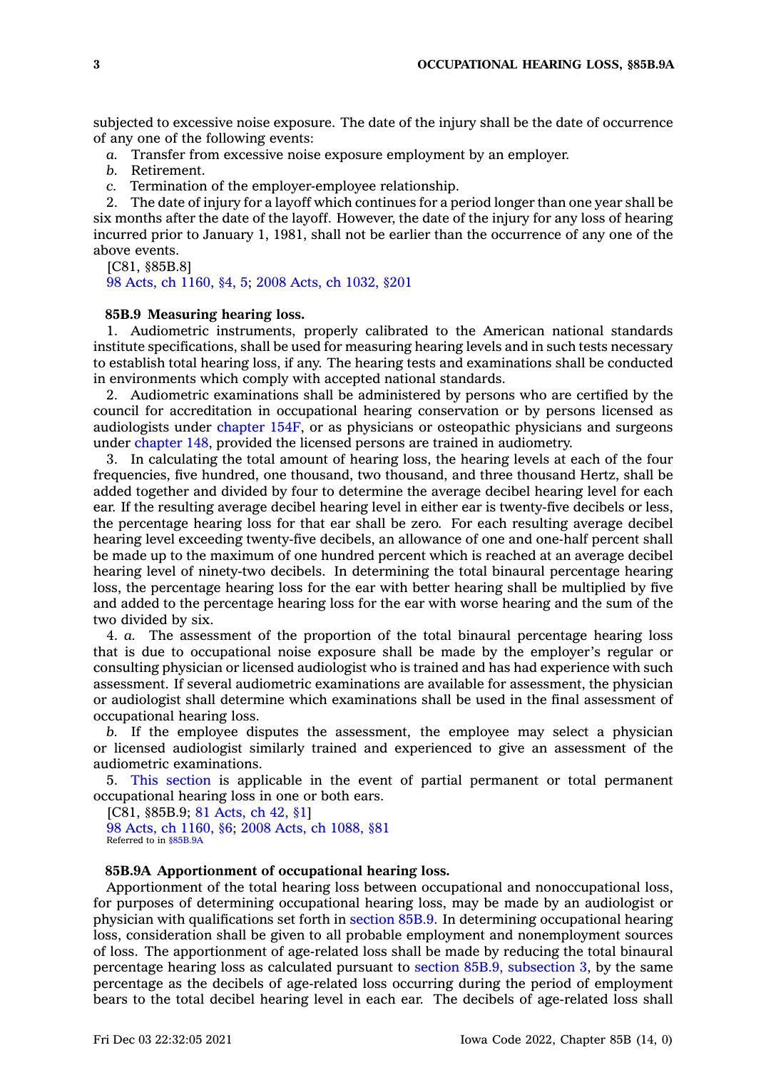subjected to excessive noise exposure. The date of the injury shall be the date of occurrence of any one of the following events:

*a.* Transfer from excessive noise exposure employment by an employer.

*b.* Retirement.

*c.* Termination of the employer-employee relationship.

2. The date of injury for a layoff which continues for a period longer than one year shall be six months after the date of the layoff. However, the date of the injury for any loss of hearing incurred prior to January 1, 1981, shall not be earlier than the occurrence of any one of the above events.

[C81, §85B.8]

98 Acts, ch 1160, §4, 5; 2008 Acts, ch 1032, §201

**85B.9 Measuring hearing loss.**

1. Audiometric instruments, properly calibrated to the American national standards institute specifications, shall be used for measuring hearing levels and in such tests necessary to establish total hearing loss, if any. The hearing tests and examinations shall be conducted in environments which comply with accepted national standards.

2. Audiometric examinations shall be administered by persons who are certified by the council for accreditation in occupational hearing conservation or by persons licensed as audiologists under chapter 154F, or as physicians or osteopathic physicians and surgeons under chapter 148, provided the licensed persons are trained in audiometry.

3. In calculating the total amount of hearing loss, the hearing levels at each of the four frequencies, five hundred, one thousand, two thousand, and three thousand Hertz, shall be added together and divided by four to determine the average decibel hearing level for each ear. If the resulting average decibel hearing level in either ear is twenty-five decibels or less, the percentage hearing loss for that ear shall be zero. For each resulting average decibel hearing level exceeding twenty-five decibels, an allowance of one and one-half percent shall be made up to the maximum of one hundred percent which is reached at an average decibel hearing level of ninety-two decibels. In determining the total binaural percentage hearing loss, the percentage hearing loss for the ear with better hearing shall be multiplied by five and added to the percentage hearing loss for the ear with worse hearing and the sum of the two divided by six.

4. *a.* The assessment of the proportion of the total binaural percentage hearing loss that is due to occupational noise exposure shall be made by the employer's regular or consulting physician or licensed audiologist who is trained and has had experience with such assessment. If several audiometric examinations are available for assessment, the physician or audiologist shall determine which examinations shall be used in the final assessment of occupational hearing loss.

*b.* If the employee disputes the assessment, the employee may select a physician or licensed audiologist similarly trained and experienced to give an assessment of the audiometric examinations.

5. This section is applicable in the event of partial permanent or total permanent occupational hearing loss in one or both ears.

[C81, §85B.9; 81 Acts, ch 42, §1]

98 Acts, ch 1160, §6; 2008 Acts, ch 1088, §81

Referred to in §85B.9A

**85B.9A Apportionment of occupational hearing loss.**

Apportionment of the total hearing loss between occupational and nonoccupational loss, for purposes of determining occupational hearing loss, may be made by an audiologist or physician with qualifications set forth in section 85B.9. In determining occupational hearing loss, consideration shall be given to all probable employment and nonemployment sources of loss. The apportionment of age-related loss shall be made by reducing the total binaural percentage hearing loss as calculated pursuant to section 85B.9, subsection 3, by the same percentage as the decibels of age-related loss occurring during the period of employment bears to the total decibel hearing level in each ear. The decibels of age-related loss shall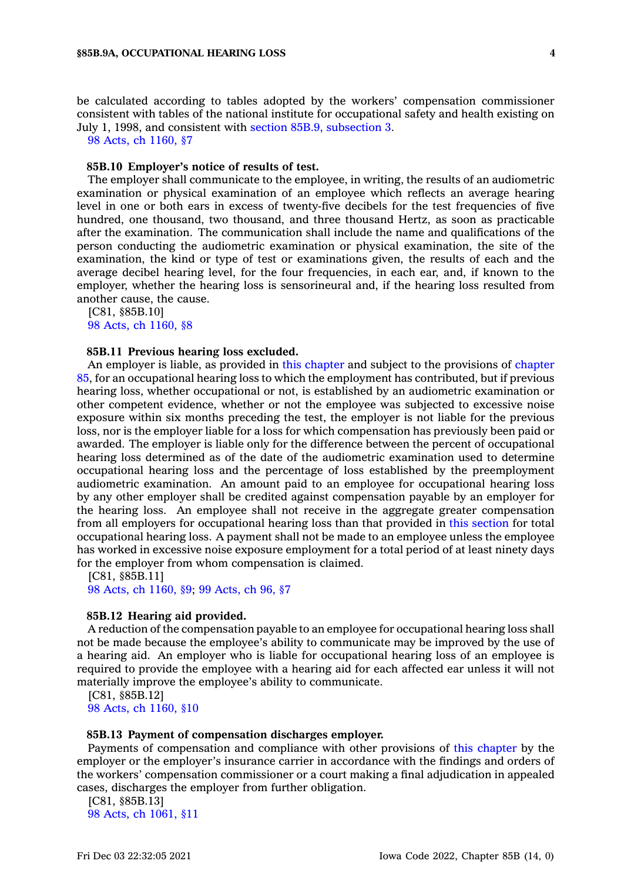be calculated according to tables adopted by the workers' compensation commissioner consistent with tables of the national institute for occupational safety and health existing on July 1, 1998, and consistent with section 85B.9, subsection 3.

98 Acts, ch 1160, §7

**85B.10 Employer's notice of results of test.**

The employer shall communicate to the employee, in writing, the results of an audiometric examination or physical examination of an employee which reflects an average hearing level in one or both ears in excess of twenty-five decibels for the test frequencies of five hundred, one thousand, two thousand, and three thousand Hertz, as soon as practicable after the examination. The communication shall include the name and qualifications of the person conducting the audiometric examination or physical examination, the site of the examination, the kind or type of test or examinations given, the results of each and the average decibel hearing level, for the four frequencies, in each ear, and, if known to the employer, whether the hearing loss is sensorineural and, if the hearing loss resulted from another cause, the cause.

[C81, §85B.10]

98 Acts, ch 1160, §8

**85B.11 Previous hearing loss excluded.**

An employer is liable, as provided in this chapter and subject to the provisions of chapter 85, for an occupational hearing loss to which the employment has contributed, but if previous hearing loss, whether occupational or not, is established by an audiometric examination or other competent evidence, whether or not the employee was subjected to excessive noise exposure within six months preceding the test, the employer is not liable for the previous loss, nor is the employer liable for a loss for which compensation has previously been paid or awarded. The employer is liable only for the difference between the percent of occupational hearing loss determined as of the date of the audiometric examination used to determine occupational hearing loss and the percentage of loss established by the preemployment audiometric examination. An amount paid to an employee for occupational hearing loss by any other employer shall be credited against compensation payable by an employer for the hearing loss. An employee shall not receive in the aggregate greater compensation from all employers for occupational hearing loss than that provided in this section for total occupational hearing loss. A payment shall not be made to an employee unless the employee has worked in excessive noise exposure employment for a total period of at least ninety days for the employer from whom compensation is claimed.

[C81, §85B.11]

98 Acts, ch 1160, §9; 99 Acts, ch 96, §7

**85B.12 Hearing aid provided.**

A reduction of the compensation payable to an employee for occupational hearing loss shall not be made because the employee's ability to communicate may be improved by the use of a hearing aid. An employer who is liable for occupational hearing loss of an employee is required to provide the employee with a hearing aid for each affected ear unless it will not materially improve the employee's ability to communicate.

[C81, §85B.12]

98 Acts, ch 1160, §10

**85B.13 Payment of compensation discharges employer.**

Payments of compensation and compliance with other provisions of this chapter by the employer or the employer's insurance carrier in accordance with the findings and orders of the workers' compensation commissioner or a court making a final adjudication in appealed cases, discharges the employer from further obligation.

[C81, §85B.13]

98 Acts, ch 1061, §11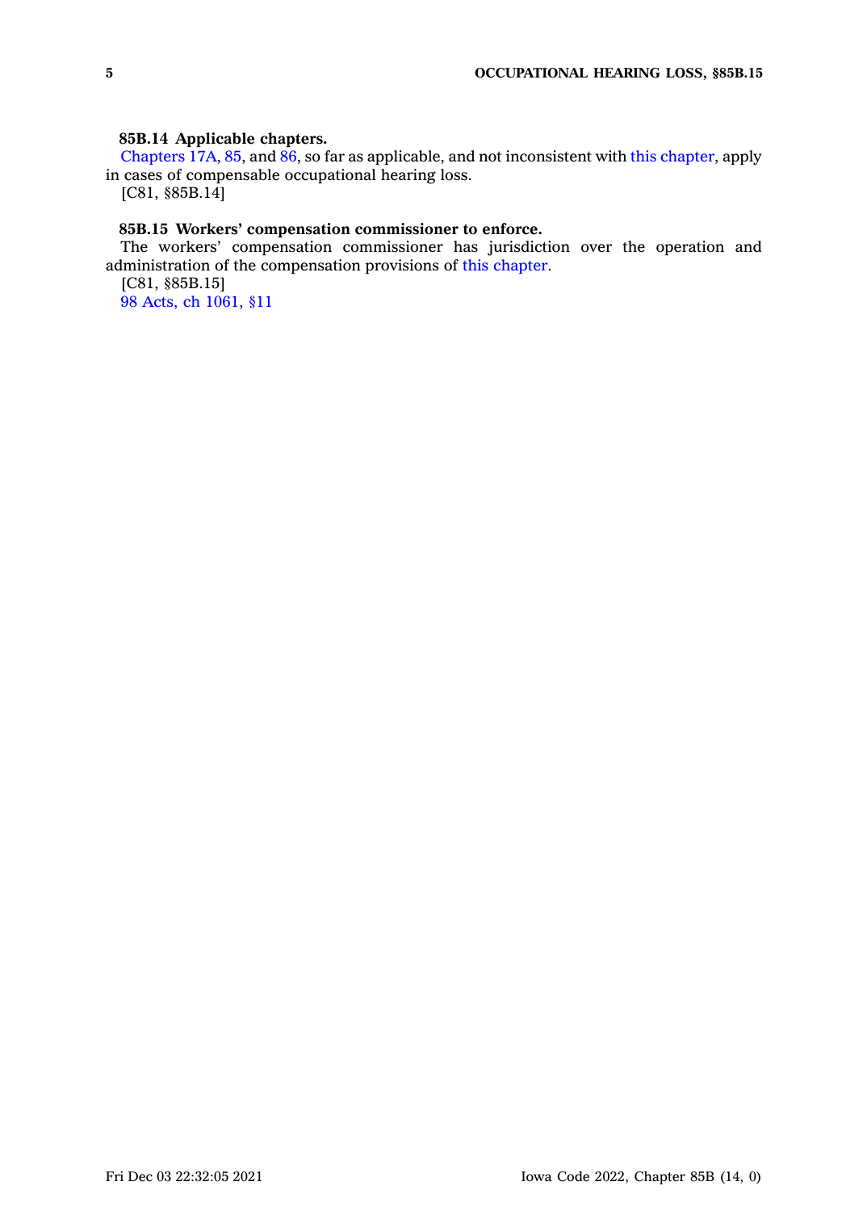**85B.14 Applicable chapters.**

Chapters 17A, 85, and 86, so far as applicable, and not inconsistent with this chapter, apply in cases of compensable occupational hearing loss.

[C81, §85B.14]

**85B.15 Workers' compensation commissioner to enforce.**

The workers' compensation commissioner has jurisdiction over the operation and administration of the compensation provisions of this chapter.

[C81, §85B.15]

98 Acts, ch 1061, §11